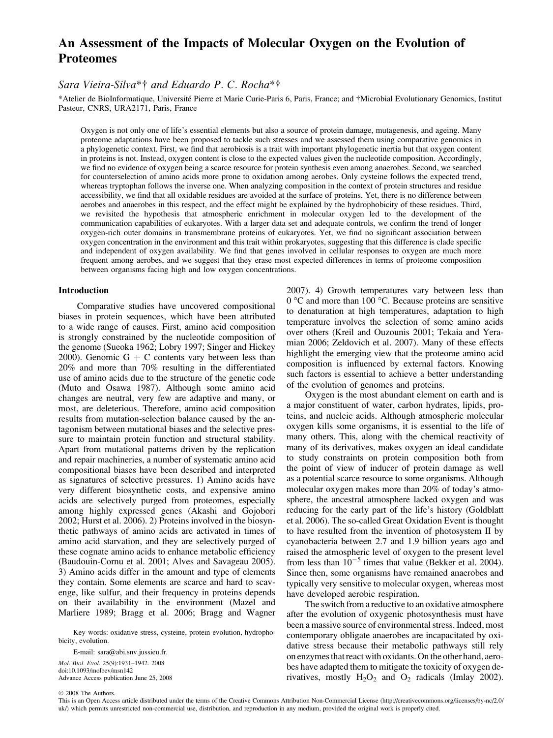# An Assessment of the Impacts of Molecular Oxygen on the Evolution of Proteomes

*Sara Vieira-Silva*†* and Eduardo P. C. Rocha*†*

*Atelier de BioInformatique, Université Pierre et Marie Curie-Paris 6, Paris, France; and †Microbial Evolutionary Genomics, Institut Pasteur, CNRS, URA2171, Paris, France

Oxygen is not only one of life's essential elements but also a source of protein damage, mutagenesis, and ageing. Many proteome adaptations have been proposed to tackle such stresses and we assessed them using comparative genomics in a phylogenetic context. First, we find that aerobiosis is a trait with important phylogenetic inertia but that oxygen content in proteins is not. Instead, oxygen content is close to the expected values given the nucleotide composition. Accordingly, we find no evidence of oxygen being a scarce resource for protein synthesis even among anaerobes. Second, we searched for counterselection of amino acids more prone to oxidation among aerobes. Only cysteine follows the expected trend, whereas tryptophan follows the inverse one. When analyzing composition in the context of protein structures and residue accessibility, we find that all oxidable residues are avoided at the surface of proteins. Yet, there is no difference between aerobes and anaerobes in this respect, and the effect might be explained by the hydrophobicity of these residues. Third, we revisited the hypothesis that atmospheric enrichment in molecular oxygen led to the development of the communication capabilities of eukaryotes. With a larger data set and adequate controls, we confirm the trend of longer oxygen-rich outer domains in transmembrane proteins of eukaryotes. Yet, we find no significant association between oxygen concentration in the environment and this trait within prokaryotes, suggesting that this difference is clade specific and independent of oxygen availability. We find that genes involved in cellular responses to oxygen are much more frequent among aerobes, and we suggest that they erase most expected differences in terms of proteome composition between organisms facing high and low oxygen concentrations.

## Introduction

Comparative studies have uncovered compositional biases in protein sequences, which have been attributed to a wide range of causes. First, amino acid composition is strongly constrained by the nucleotide composition of the genome (Sueoka 1962; Lobry 1997; Singer and Hickey 2000). Genomic G + C contents vary between less than 20% and more than 70% resulting in the differentiated use of amino acids due to the structure of the genetic code (Muto and Osawa 1987). Although some amino acid changes are neutral, very few are adaptive and many, or most, are deleterious. Therefore, amino acid composition results from mutation-selection balance caused by the antagonism between mutational biases and the selective pressure to maintain protein function and structural stability. Apart from mutational patterns driven by the replication and repair machineries, a number of systematic amino acid compositional biases have been described and interpreted as signatures of selective pressures. 1) Amino acids have very different biosynthetic costs, and expensive amino acids are selectively purged from proteomes, especially among highly expressed genes (Akashi and Gojobori 2002; Hurst et al. 2006). 2) Proteins involved in the biosynthetic pathways of amino acids are activated in times of amino acid starvation, and they are selectively purged of these cognate amino acids to enhance metabolic efficiency (Baudouin-Cornu et al. 2001; Alves and Savageau 2005). 3) Amino acids differ in the amount and type of elements they contain. Some elements are scarce and hard to scavenge, like sulfur, and their frequency in proteins depends on their availability in the environment (Mazel and Marliere 1989; Bragg et al. 2006; Bragg and Wagner 2007). 4) Growth temperatures vary between less than 0 °C and more than 100 °C. Because proteins are sensitive to denaturation at high temperatures, adaptation to high temperature involves the selection of some amino acids over others (Kreil and Ouzounis 2001; Tekaia and Yeramian 2006; Zeldovich et al. 2007). Many of these effects highlight the emerging view that the proteome amino acid composition is influenced by external factors. Knowing such factors is essential to achieve a better understanding of the evolution of genomes and proteins.

Oxygen is the most abundant element on earth and is a major constituent of water, carbon hydrates, lipids, proteins, and nucleic acids. Although atmospheric molecular oxygen kills some organisms, it is essential to the life of many others. This, along with the chemical reactivity of many of its derivatives, makes oxygen an ideal candidate to study constraints on protein composition both from the point of view of inducer of protein damage as well as a potential scarce resource to some organisms. Although molecular oxygen makes more than 20% of today's atmosphere, the ancestral atmosphere lacked oxygen and was reducing for the early part of the life's history (Goldblatt et al. 2006). The so-called Great Oxidation Event is thought to have resulted from the invention of photosystem II by cyanobacteria between 2.7 and 1.9 billion years ago and raised the atmospheric level of oxygen to the present level from less than $10^{-5}$ times that value (Bekker et al. 2004). Since then, some organisms have remained anaerobes and typically very sensitive to molecular oxygen, whereas most have developed aerobic respiration.

The switch from a reductive to an oxidative atmosphere after the evolution of oxygenic photosynthesis must have been a massive source of environmental stress. Indeed, most contemporary obligate anaerobes are incapacitated by oxidative stress because their metabolic pathways still rely on enzymes that react with oxidants. On the other hand, aerobes have adapted them to mitigate the toxicity of oxygen derivatives, mostly $H_2O_2$ and $O_2$ radicals (Imlay 2002).

Key words: oxidative stress, cysteine, protein evolution, hydrophobicity, evolution.

E-mail: sara@abi.snv.jussieu.fr.

*Mol. Biol. Evol.* 25(9):1931–1942. 2008
doi:10.1093/molbev/msn142
Advance Access publication June 25, 2008

© 2008 The Authors.
This is an Open Access article distributed under the terms of the Creative Commons Attribution Non-Commercial License (http://creativecommons.org/licenses/by-nc/2.0/uk/) which permits unrestricted non-commercial use, distribution, and reproduction in any medium, provided the original work is properly cited.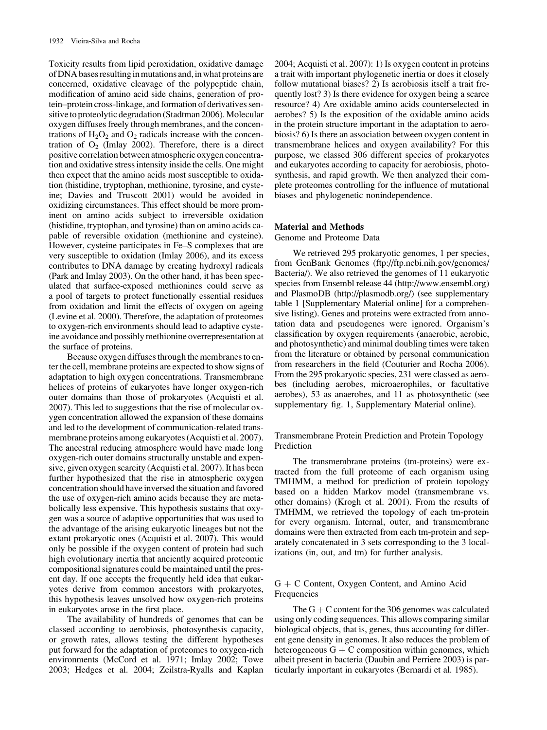Toxicity results from lipid peroxidation, oxidative damage of DNA bases resulting in mutations and, in what proteins are concerned, oxidative cleavage of the polypeptide chain, modification of amino acid side chains, generation of protein–protein cross-linkage, and formation of derivatives sensitive to proteolytic degradation (Stadtman 2006). Molecular oxygen diffuses freely through membranes, and the concentrations of $H_2O_2$ and $O_2$ radicals increase with the concentration of $O_2$ (Imlay 2002). Therefore, there is a direct positive correlation between atmospheric oxygen concentration and oxidative stress intensity inside the cells. One might then expect that the amino acids most susceptible to oxidation (histidine, tryptophan, methionine, tyrosine, and cysteine; Davies and Truscott 2001) would be avoided in oxidizing circumstances. This effect should be more prominent on amino acids subject to irreversible oxidation (histidine, tryptophan, and tyrosine) than on amino acids capable of reversible oxidation (methionine and cysteine). However, cysteine participates in Fe–S complexes that are very susceptible to oxidation (Imlay 2006), and its excess contributes to DNA damage by creating hydroxyl radicals (Park and Imlay 2003). On the other hand, it has been speculated that surface-exposed methionines could serve as a pool of targets to protect functionally essential residues from oxidation and limit the effects of oxygen on ageing (Levine et al. 2000). Therefore, the adaptation of proteomes to oxygen-rich environments should lead to adaptive cysteine avoidance and possibly methionine overrepresentation at the surface of proteins.

Because oxygen diffuses through the membranes to enter the cell, membrane proteins are expected to show signs of adaptation to high oxygen concentrations. Transmembrane helices of proteins of eukaryotes have longer oxygen-rich outer domains than those of prokaryotes (Acquisti et al. 2007). This led to suggestions that the rise of molecular oxygen concentration allowed the expansion of these domains and led to the development of communication-related transmembrane proteins among eukaryotes (Acquisti et al. 2007). The ancestral reducing atmosphere would have made long oxygen-rich outer domains structurally unstable and expensive, given oxygen scarcity (Acquisti et al. 2007). It has been further hypothesized that the rise in atmospheric oxygen concentration should have inversed the situation and favored the use of oxygen-rich amino acids because they are metabolically less expensive. This hypothesis sustains that oxygen was a source of adaptive opportunities that was used to the advantage of the arising eukaryotic lineages but not the extant prokaryotic ones (Acquisti et al. 2007). This would only be possible if the oxygen content of protein had such high evolutionary inertia that anciently acquired proteomic compositional signatures could be maintained until the present day. If one accepts the frequently held idea that eukaryotes derive from common ancestors with prokaryotes, this hypothesis leaves unsolved how oxygen-rich proteins in eukaryotes arose in the first place.

The availability of hundreds of genomes that can be classed according to aerobiosis, photosynthesis capacity, or growth rates, allows testing the different hypotheses put forward for the adaptation of proteomes to oxygen-rich environments (McCord et al. 1971; Imlay 2002; Towe 2003; Hedges et al. 2004; Zeilstra-Ryalls and Kaplan 2004; Acquisti et al. 2007): 1) Is oxygen content in proteins a trait with important phylogenetic inertia or does it closely follow mutational biases? 2) Is aerobiosis itself a trait frequently lost? 3) Is there evidence for oxygen being a scarce resource? 4) Are oxidable amino acids counterselected in aerobes? 5) Is the exposition of the oxidable amino acids in the protein structure important in the adaptation to aerobiosis? 6) Is there an association between oxygen content in transmembrane helices and oxygen availability? For this purpose, we classed 306 different species of prokaryotes and eukaryotes according to capacity for aerobiosis, photosynthesis, and rapid growth. We then analyzed their complete proteomes controlling for the influence of mutational biases and phylogenetic nonindependence.

## Material and Methods

### Genome and Proteome Data

We retrieved 295 prokaryotic genomes, 1 per species, from GenBank Genomes (ftp://ftp.ncbi.nih.gov/genomes/Bacteria/). We also retrieved the genomes of 11 eukaryotic species from Ensembl release 44 (http://www.ensembl.org) and PlasmoDB (http://plasmodb.org/) (see supplementary table 1 [Supplementary Material online] for a comprehensive listing). Genes and proteins were extracted from annotation data and pseudogenes were ignored. Organism's classification by oxygen requirements (anaerobic, aerobic, and photosynthetic) and minimal doubling times were taken from the literature or obtained by personal communication from researchers in the field (Couturier and Rocha 2006). From the 295 prokaryotic species, 231 were classed as aerobes (including aerobes, microaerophiles, or facultative aerobes), 53 as anaerobes, and 11 as photosynthetic (see supplementary fig. 1, Supplementary Material online).

### Transmembrane Protein Prediction and Protein Topology Prediction

The transmembrane proteins (tm-proteins) were extracted from the full proteome of each organism using TMHMM, a method for prediction of protein topology based on a hidden Markov model (transmembrane vs. other domains) (Krogh et al. 2001). From the results of TMHMM, we retrieved the topology of each tm-protein for every organism. Internal, outer, and transmembrane domains were then extracted from each tm-protein and separately concatenated in 3 sets corresponding to the 3 localizations (in, out, and tm) for further analysis.

### G + C Content, Oxygen Content, and Amino Acid Frequencies

The G + C content for the 306 genomes was calculated using only coding sequences. This allows comparing similar biological objects, that is, genes, thus accounting for different gene density in genomes. It also reduces the problem of heterogeneous G + C composition within genomes, which albeit present in bacteria (Daubin and Perriere 2003) is particularly important in eukaryotes (Bernardi et al. 1985).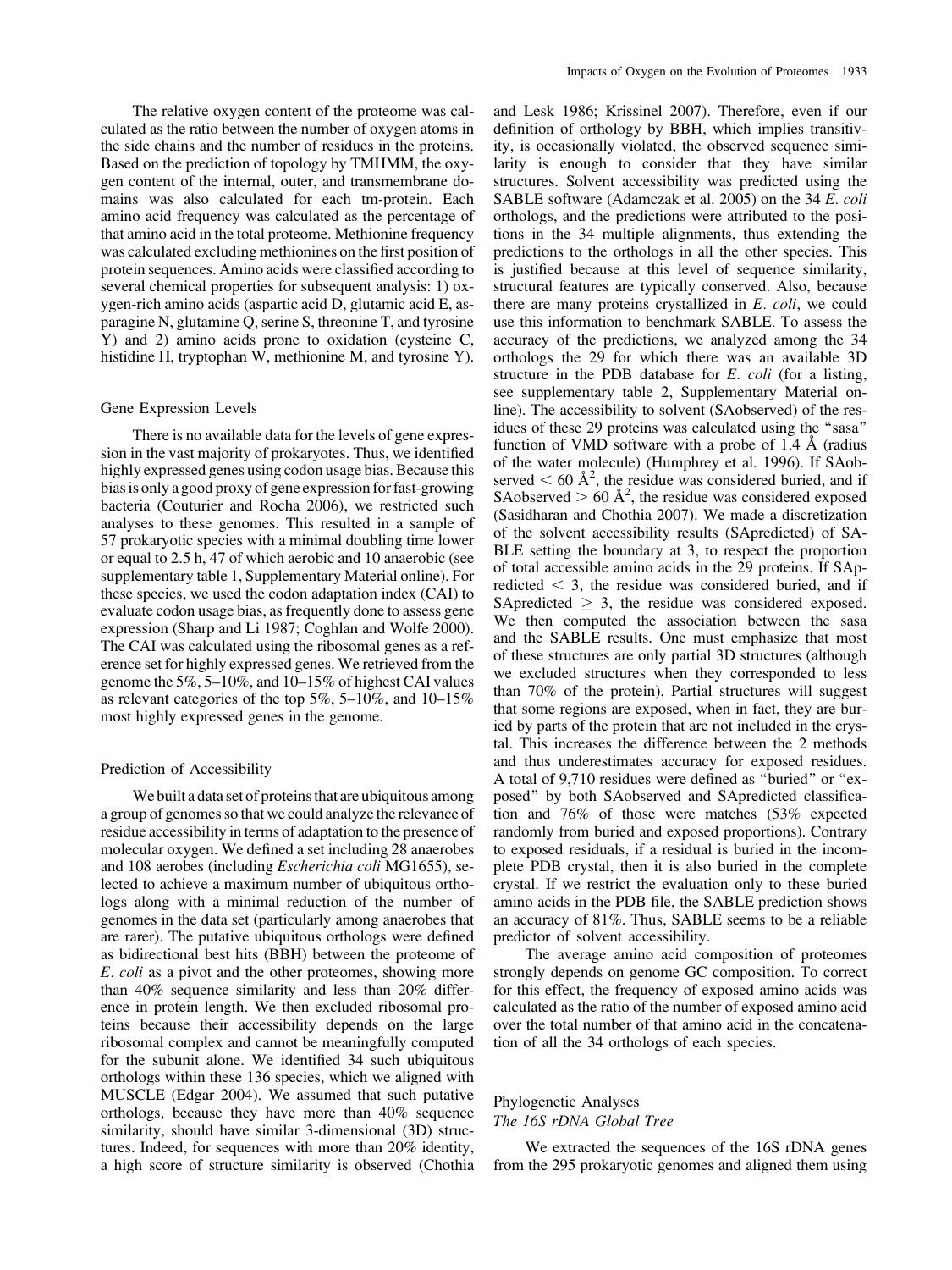The relative oxygen content of the proteome was calculated as the ratio between the number of oxygen atoms in the side chains and the number of residues in the proteins. Based on the prediction of topology by TMHMM, the oxygen content of the internal, outer, and transmembrane domains was also calculated for each tm-protein. Each amino acid frequency was calculated as the percentage of that amino acid in the total proteome. Methionine frequency was calculated excluding methionines on the first position of protein sequences. Amino acids were classified according to several chemical properties for subsequent analysis: 1) oxygen-rich amino acids (aspartic acid D, glutamic acid E, asparagine N, glutamine Q, serine S, threonine T, and tyrosine Y) and 2) amino acids prone to oxidation (cysteine C, histidine H, tryptophan W, methionine M, and tyrosine Y).

## Gene Expression Levels

There is no available data for the levels of gene expression in the vast majority of prokaryotes. Thus, we identified highly expressed genes using codon usage bias. Because this bias is only a good proxy of gene expression for fast-growing bacteria (Couturier and Rocha 2006), we restricted such analyses to these genomes. This resulted in a sample of 57 prokaryotic species with a minimal doubling time lower or equal to 2.5 h, 47 of which aerobic and 10 anaerobic (see supplementary table 1, Supplementary Material online). For these species, we used the codon adaptation index (CAI) to evaluate codon usage bias, as frequently done to assess gene expression (Sharp and Li 1987; Coghlan and Wolfe 2000). The CAI was calculated using the ribosomal genes as a reference set for highly expressed genes. We retrieved from the genome the 5%, 5–10%, and 10–15% of highest CAI values as relevant categories of the top 5%, 5–10%, and 10–15% most highly expressed genes in the genome.

## Prediction of Accessibility

We built a data set of proteins that are ubiquitous among a group of genomes so that we could analyze the relevance of residue accessibility in terms of adaptation to the presence of molecular oxygen. We defined a set including 28 anaerobes and 108 aerobes (including *Escherichia coli* MG1655), selected to achieve a maximum number of ubiquitous orthologs along with a minimal reduction of the number of genomes in the data set (particularly among anaerobes that are rarer). The putative ubiquitous orthologs were defined as bidirectional best hits (BBH) between the proteome of *E. coli* as a pivot and the other proteomes, showing more than 40% sequence similarity and less than 20% difference in protein length. We then excluded ribosomal proteins because their accessibility depends on the large ribosomal complex and cannot be meaningfully computed for the subunit alone. We identified 34 such ubiquitous orthologs within these 136 species, which we aligned with MUSCLE (Edgar 2004). We assumed that such putative orthologs, because they have more than 40% sequence similarity, should have similar 3-dimensional (3D) structures. Indeed, for sequences with more than 20% identity, a high score of structure similarity is observed (Chothia and Lesk 1986; Krissinel 2007). Therefore, even if our definition of orthology by BBH, which implies transitivity, is occasionally violated, the observed sequence similarity is enough to consider that they have similar structures. Solvent accessibility was predicted using the SABLE software (Adamczak et al. 2005) on the 34 *E. coli* orthologs, and the predictions were attributed to the positions in the 34 multiple alignments, thus extending the predictions to the orthologs in all the other species. This is justified because at this level of sequence similarity, structural features are typically conserved. Also, because there are many proteins crystallized in *E. coli*, we could use this information to benchmark SABLE. To assess the accuracy of the predictions, we analyzed among the 34 orthologs the 29 for which there was an available 3D structure in the PDB database for *E. coli* (for a listing, see supplementary table 2, Supplementary Material online). The accessibility to solvent (SAobserved) of the residues of these 29 proteins was calculated using the "sasa" function of VMD software with a probe of 1.4 Å (radius of the water molecule) (Humphrey et al. 1996). If SAobserved $< 60$ Å$^2$, the residue was considered buried, and if SAobserved $> 60$ Å$^2$, the residue was considered exposed (Sasidharan and Chothia 2007). We made a discretization of the solvent accessibility results (SApredicted) of SABLE setting the boundary at 3, to respect the proportion of total accessible amino acids in the 29 proteins. If SApredicted $< 3$, the residue was considered buried, and if SApredicted $\geq 3$, the residue was considered exposed. We then computed the association between the sasa and the SABLE results. One must emphasize that most of these structures are only partial 3D structures (although we excluded structures when they corresponded to less than 70% of the protein). Partial structures will suggest that some regions are exposed, when in fact, they are buried by parts of the protein that are not included in the crystal. This increases the difference between the 2 methods and thus underestimates accuracy for exposed residues. A total of 9,710 residues were defined as "buried" or "exposed" by both SAobserved and SApredicted classification and 76% of those were matches (53% expected randomly from buried and exposed proportions). Contrary to exposed residuals, if a residual is buried in the incomplete PDB crystal, then it is also buried in the complete crystal. If we restrict the evaluation only to these buried amino acids in the PDB file, the SABLE prediction shows an accuracy of 81%. Thus, SABLE seems to be a reliable predictor of solvent accessibility.

The average amino acid composition of proteomes strongly depends on genome GC composition. To correct for this effect, the frequency of exposed amino acids was calculated as the ratio of the number of exposed amino acid over the total number of that amino acid in the concatenation of all the 34 orthologs of each species.

## Phylogenetic Analyses

### The 16S rDNA Global Tree

We extracted the sequences of the 16S rDNA genes from the 295 prokaryotic genomes and aligned them using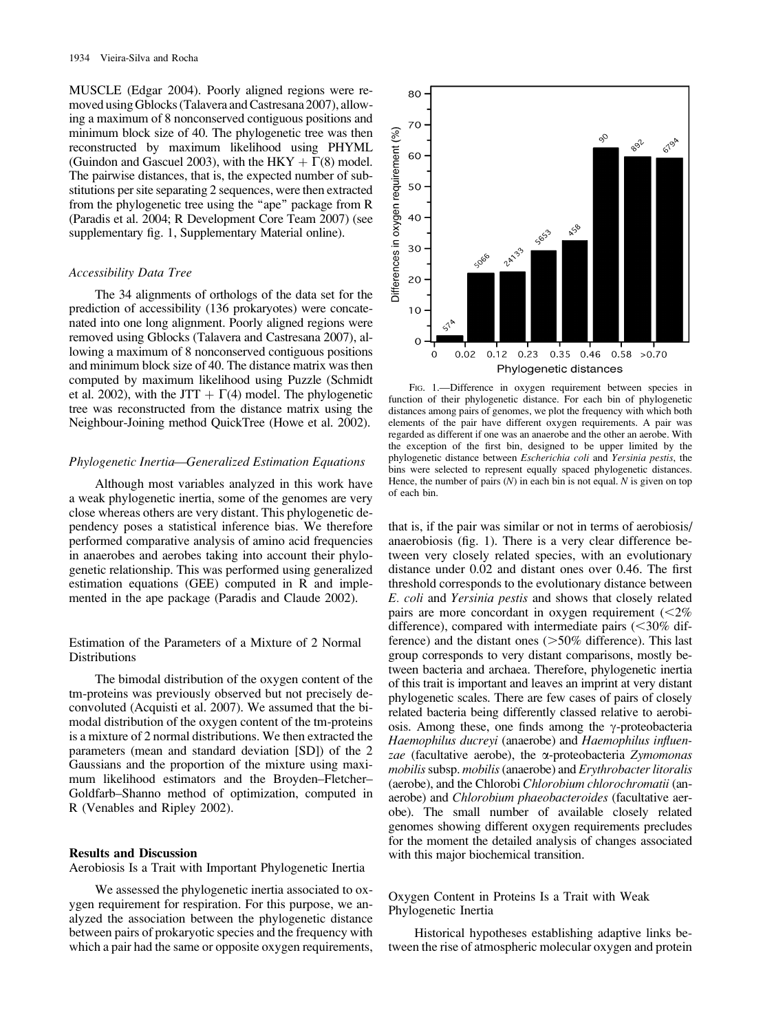MUSCLE (Edgar 2004). Poorly aligned regions were removed using Gblocks (Talavera and Castresana 2007), allowing a maximum of 8 nonconserved contiguous positions and minimum block size of 40. The phylogenetic tree was then reconstructed by maximum likelihood using PHYML (Guindon and Gascuel 2003), with the HKY + $\Gamma$(8) model. The pairwise distances, that is, the expected number of substitutions per site separating 2 sequences, were then extracted from the phylogenetic tree using the "ape" package from R (Paradis et al. 2004; R Development Core Team 2007) (see supplementary fig. 1, Supplementary Material online).

### *Accessibility Data Tree*

The 34 alignments of orthologs of the data set for the prediction of accessibility (136 prokaryotes) were concatenated into one long alignment. Poorly aligned regions were removed using Gblocks (Talavera and Castresana 2007), allowing a maximum of 8 nonconserved contiguous positions and minimum block size of 40. The distance matrix was then computed by maximum likelihood using Puzzle (Schmidt et al. 2002), with the JTT + $\Gamma$(4) model. The phylogenetic tree was reconstructed from the distance matrix using the Neighbour-Joining method QuickTree (Howe et al. 2002).

### *Phylogenetic Inertia—Generalized Estimation Equations*

Although most variables analyzed in this work have a weak phylogenetic inertia, some of the genomes are very close whereas others are very distant. This phylogenetic dependency poses a statistical inference bias. We therefore performed comparative analysis of amino acid frequencies in anaerobes and aerobes taking into account their phylogenetic relationship. This was performed using generalized estimation equations (GEE) computed in R and implemented in the ape package (Paradis and Claude 2002).

## Estimation of the Parameters of a Mixture of 2 Normal Distributions

The bimodal distribution of the oxygen content of the tm-proteins was previously observed but not precisely deconvoluted (Acquisti et al. 2007). We assumed that the bimodal distribution of the oxygen content of the tm-proteins is a mixture of 2 normal distributions. We then extracted the parameters (mean and standard deviation [SD]) of the 2 Gaussians and the proportion of the mixture using maximum likelihood estimators and the Broyden–Fletcher–Goldfarb–Shanno method of optimization, computed in R (Venables and Ripley 2002).

## Results and Discussion

### Aerobiosis Is a Trait with Important Phylogenetic Inertia

We assessed the phylogenetic inertia associated to oxygen requirement for respiration. For this purpose, we analyzed the association between the phylogenetic distance between pairs of prokaryotic species and the frequency with which a pair had the same or opposite oxygen requirements, that is, if the pair was similar or not in terms of aerobiosis/anaerobiosis (fig. 1). There is a very clear difference between very closely related species, with an evolutionary distance under 0.02 and distant ones over 0.46. The first threshold corresponds to the evolutionary distance between *E. coli* and *Yersinia pestis* and shows that closely related pairs are more concordant in oxygen requirement (<2% difference), compared with intermediate pairs (<30% difference) and the distant ones (>50% difference). This last group corresponds to very distant comparisons, mostly between bacteria and archaea. Therefore, phylogenetic inertia of this trait is important and leaves an imprint at very distant phylogenetic scales. There are few cases of pairs of closely related bacteria being differently classed relative to aerobiosis. Among these, one finds among the $\gamma$-proteobacteria *Haemophilus ducreyi* (anaerobe) and *Haemophilus influenzae* (facultative aerobe), the $\alpha$-proteobacteria *Zymomonas mobilis* subsp. *mobilis* (anaerobe) and *Erythrobacter litoralis* (aerobe), and the Chlorobi *Chlorobium chlorochromatii* (anaerobe) and *Chlorobium phaeobacteroides* (facultative aerobe). The small number of available closely related genomes showing different oxygen requirements precludes for the moment the detailed analysis of changes associated with this major biochemical transition.

Fig. 1.—Difference in oxygen requirement between species in function of their phylogenetic distance. For each bin of phylogenetic distances among pairs of genomes, we plot the frequency with which both elements of the pair have different oxygen requirements. A pair was regarded as different if one was an anaerobe and the other an aerobe. With the exception of the first bin, designed to be upper limited by the phylogenetic distance between *Escherichia coli* and *Yersinia pestis*, the bins were selected to represent equally spaced phylogenetic distances. Hence, the number of pairs (*N*) in each bin is not equal. *N* is given on top of each bin.

### Oxygen Content in Proteins Is a Trait with Weak Phylogenetic Inertia

Historical hypotheses establishing adaptive links between the rise of atmospheric molecular oxygen and protein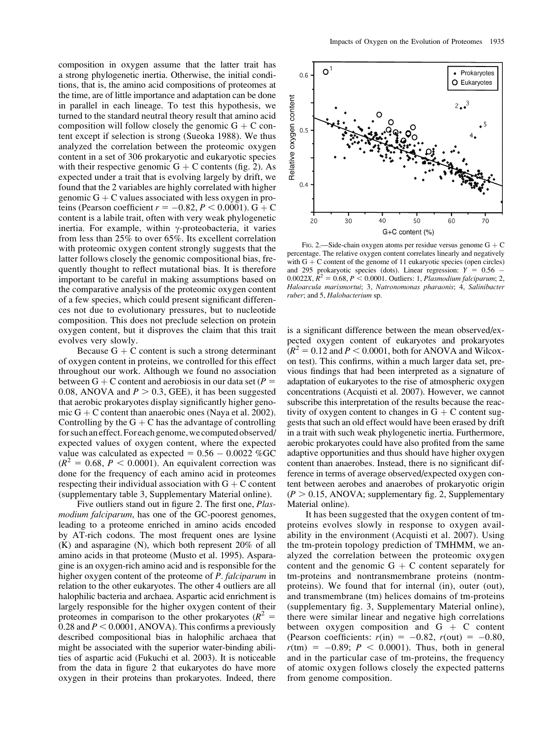composition in oxygen assume that the latter trait has a strong phylogenetic inertia. Otherwise, the initial conditions, that is, the amino acid compositions of proteomes at the time, are of little importance and adaptation can be done in parallel in each lineage. To test this hypothesis, we turned to the standard neutral theory result that amino acid composition will follow closely the genomic G + C content except if selection is strong (Sueoka 1988). We thus analyzed the correlation between the proteomic oxygen content in a set of 306 prokaryotic and eukaryotic species with their respective genomic G + C contents (fig. 2). As expected under a trait that is evolving largely by drift, we found that the 2 variables are highly correlated with higher genomic G + C values associated with less oxygen in proteins (Pearson coefficient $r = -0.82$, $P < 0.0001$). G + C content is a labile trait, often with very weak phylogenetic inertia. For example, within γ-proteobacteria, it varies from less than 25% to over 65%. Its excellent correlation with proteomic oxygen content strongly suggests that the latter follows closely the genomic compositional bias, frequently thought to reflect mutational bias. It is therefore important to be careful in making assumptions based on the comparative analysis of the proteomic oxygen content of a few species, which could present significant differences not due to evolutionary pressures, but to nucleotide composition. This does not preclude selection on protein oxygen content, but it disproves the claim that this trait evolves very slowly.

Because G + C content is such a strong determinant of oxygen content in proteins, we controlled for this effect throughout our work. Although we found no association between G + C content and aerobiosis in our data set ($P = 0.08$, ANOVA and $P > 0.3$, GEE), it has been suggested that aerobic prokaryotes display significantly higher genomic G + C content than anaerobic ones (Naya et al. 2002). Controlling by the G + C has the advantage of controlling for such an effect. For each genome, we computed observed/expected values of oxygen content, where the expected value was calculated as expected = 0.56 − 0.0022 %GC ($R^2 = 0.68$, $P < 0.0001$). An equivalent correction was done for the frequency of each amino acid in proteomes respecting their individual association with G + C content (supplementary table 3, Supplementary Material online).

Five outliers stand out in figure 2. The first one, *Plasmodium falciparum*, has one of the GC-poorest genomes, leading to a proteome enriched in amino acids encoded by AT-rich codons. The most frequent ones are lysine (K) and asparagine (N), which both represent 20% of all amino acids in that proteome (Musto et al. 1995). Asparagine is an oxygen-rich amino acid and is responsible for the higher oxygen content of the proteome of *P. falciparum* in relation to the other eukaryotes. The other 4 outliers are all halophilic bacteria and archaea. Aspartic acid enrichment is largely responsible for the higher oxygen content of their proteomes in comparison to the other prokaryotes ($R^2 = 0.28$ and $P < 0.0001$, ANOVA). This confirms a previously described compositional bias in halophilic archaea that might be associated with the superior water-binding abilities of aspartic acid (Fukuchi et al. 2003). It is noticeable from the data in figure 2 that eukaryotes do have more oxygen in their proteins than prokaryotes. Indeed, there is a significant difference between the mean observed/expected oxygen content of eukaryotes and prokaryotes ($R^2 = 0.12$ and $P < 0.0001$, both for ANOVA and Wilcoxon test). This confirms, within a much larger data set, previous findings that had been interpreted as a signature of adaptation of eukaryotes to the rise of atmospheric oxygen concentrations (Acquisti et al. 2007). However, we cannot subscribe this interpretation of the results because the reactivity of oxygen content to changes in G + C content suggests that such an old effect would have been erased by drift in a trait with such weak phylogenetic inertia. Furthermore, aerobic prokaryotes could have also profited from the same adaptive opportunities and thus should have higher oxygen content than anaerobes. Instead, there is no significant difference in terms of average observed/expected oxygen content between aerobes and anaerobes of prokaryotic origin ($P > 0.15$, ANOVA; supplementary fig. 2, Supplementary Material online).

FIG. 2.—Side-chain oxygen atoms per residue versus genome G + C percentage. The relative oxygen content correlates linearly and negatively with G + C content of the genome of 11 eukaryotic species (open circles) and 295 prokaryotic species (dots). Linear regression: $Y = 0.56 - 0.0022X$, $R^2 = 0.68$, $P < 0.0001$. Outliers: 1, *Plasmodium falciparum*; 2, *Haloarcula marismortui*; 3, *Natronomonas pharaonis*; 4, *Salinibacter ruber*; and 5, *Halobacterium* sp.

It has been suggested that the oxygen content of tm-proteins evolves slowly in response to oxygen availability in the environment (Acquisti et al. 2007). Using the tm-protein topology prediction of TMHMM, we analyzed the correlation between the proteomic oxygen content and the genomic G + C content separately for tm-proteins and nontransmembrane proteins (nontm-proteins). We found that for internal (in), outer (out), and transmembrane (tm) helices domains of tm-proteins (supplementary fig. 3, Supplementary Material online), there were similar linear and negative high correlations between oxygen composition and G + C content (Pearson coefficients: $r(\text{in}) = -0.82$, $r(\text{out}) = -0.80$, $r(\text{tm}) = -0.89$; $P < 0.0001$). Thus, both in general and in the particular case of tm-proteins, the frequency of atomic oxygen follows closely the expected patterns from genome composition.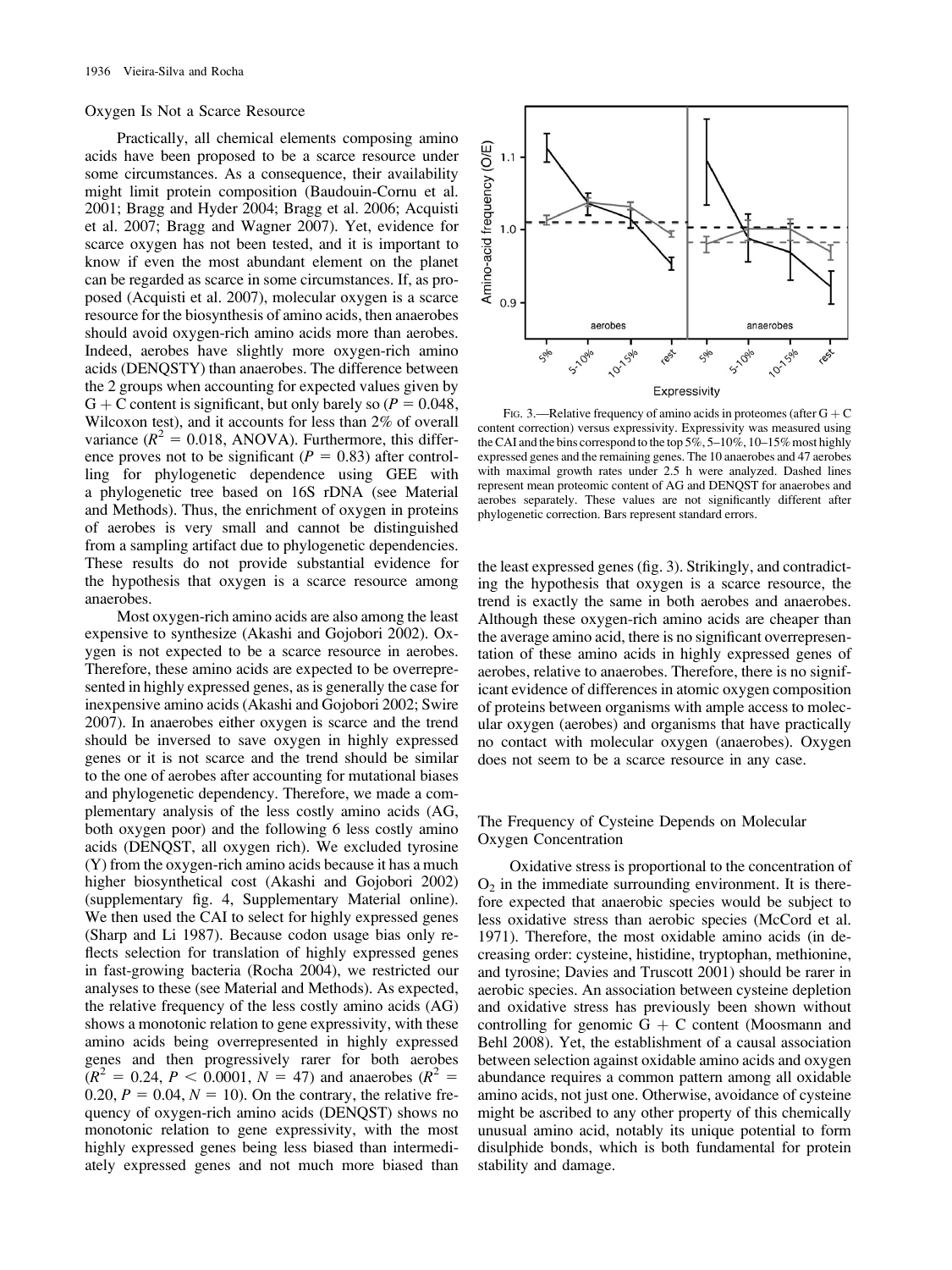## Oxygen Is Not a Scarce Resource

Practically, all chemical elements composing amino acids have been proposed to be a scarce resource under some circumstances. As a consequence, their availability might limit protein composition (Baudouin-Cornu et al. 2001; Bragg and Hyder 2004; Bragg et al. 2006; Acquisti et al. 2007; Bragg and Wagner 2007). Yet, evidence for scarce oxygen has not been tested, and it is important to know if even the most abundant element on the planet can be regarded as scarce in some circumstances. If, as proposed (Acquisti et al. 2007), molecular oxygen is a scarce resource for the biosynthesis of amino acids, then anaerobes should avoid oxygen-rich amino acids more than aerobes. Indeed, aerobes have slightly more oxygen-rich amino acids (DENQSTY) than anaerobes. The difference between the 2 groups when accounting for expected values given by G + C content is significant, but only barely so ($P = 0.048$, Wilcoxon test), and it accounts for less than 2% of overall variance ($R^2 = 0.018$, ANOVA). Furthermore, this difference proves not to be significant ($P = 0.83$) after controlling for phylogenetic dependence using GEE with a phylogenetic tree based on 16S rDNA (see Material and Methods). Thus, the enrichment of oxygen in proteins of aerobes is very small and cannot be distinguished from a sampling artifact due to phylogenetic dependencies. These results do not provide substantial evidence for the hypothesis that oxygen is a scarce resource among anaerobes.

Most oxygen-rich amino acids are also among the least expensive to synthesize (Akashi and Gojobori 2002). Oxygen is not expected to be a scarce resource in aerobes. Therefore, these amino acids are expected to be overrepresented in highly expressed genes, as is generally the case for inexpensive amino acids (Akashi and Gojobori 2002; Swire 2007). In anaerobes either oxygen is scarce and the trend should be inversed to save oxygen in highly expressed genes or it is not scarce and the trend should be similar to the one of aerobes after accounting for mutational biases and phylogenetic dependency. Therefore, we made a complementary analysis of the less costly amino acids (AG, both oxygen poor) and the following 6 less costly amino acids (DENQST, all oxygen rich). We excluded tyrosine (Y) from the oxygen-rich amino acids because it has a much higher biosynthetical cost (Akashi and Gojobori 2002) (supplementary fig. 4, Supplementary Material online). We then used the CAI to select for highly expressed genes (Sharp and Li 1987). Because codon usage bias only reflects selection for translation of highly expressed genes in fast-growing bacteria (Rocha 2004), we restricted our analyses to these (see Material and Methods). As expected, the relative frequency of the less costly amino acids (AG) shows a monotonic relation to gene expressivity, with these amino acids being overrepresented in highly expressed genes and then progressively rarer for both aerobes ($R^2 = 0.24$, $P < 0.0001$, $N = 47$) and anaerobes ($R^2 = 0.20$, $P = 0.04$, $N = 10$). On the contrary, the relative frequency of oxygen-rich amino acids (DENQST) shows no monotonic relation to gene expressivity, with the most highly expressed genes being less biased than intermediately expressed genes and not much more biased than the least expressed genes (fig. 3). Strikingly, and contradicting the hypothesis that oxygen is a scarce resource, the trend is exactly the same in both aerobes and anaerobes. Although these oxygen-rich amino acids are cheaper than the average amino acid, there is no significant overrepresentation of these amino acids in highly expressed genes of aerobes, relative to anaerobes. Therefore, there is no significant evidence of differences in atomic oxygen composition of proteins between organisms with ample access to molecular oxygen (aerobes) and organisms that have practically no contact with molecular oxygen (anaerobes). Oxygen does not seem to be a scarce resource in any case.

FIG. 3.—Relative frequency of amino acids in proteomes (after G + C content correction) versus expressivity. Expressivity was measured using the CAI and the bins correspond to the top 5%, 5–10%, 10–15% most highly expressed genes and the remaining genes. The 10 anaerobes and 47 aerobes with maximal growth rates under 2.5 h were analyzed. Dashed lines represent mean proteomic content of AG and DENQST for anaerobes and aerobes separately. These values are not significantly different after phylogenetic correction. Bars represent standard errors.

## The Frequency of Cysteine Depends on Molecular Oxygen Concentration

Oxidative stress is proportional to the concentration of $O_2$ in the immediate surrounding environment. It is therefore expected that anaerobic species would be subject to less oxidative stress than aerobic species (McCord et al. 1971). Therefore, the most oxidable amino acids (in decreasing order: cysteine, histidine, tryptophan, methionine, and tyrosine; Davies and Truscott 2001) should be rarer in aerobic species. An association between cysteine depletion and oxidative stress has previously been shown without controlling for genomic G + C content (Moosmann and Behl 2008). Yet, the establishment of a causal association between selection against oxidable amino acids and oxygen abundance requires a common pattern among all oxidable amino acids, not just one. Otherwise, avoidance of cysteine might be ascribed to any other property of this chemically unusual amino acid, notably its unique potential to form disulphide bonds, which is both fundamental for protein stability and damage.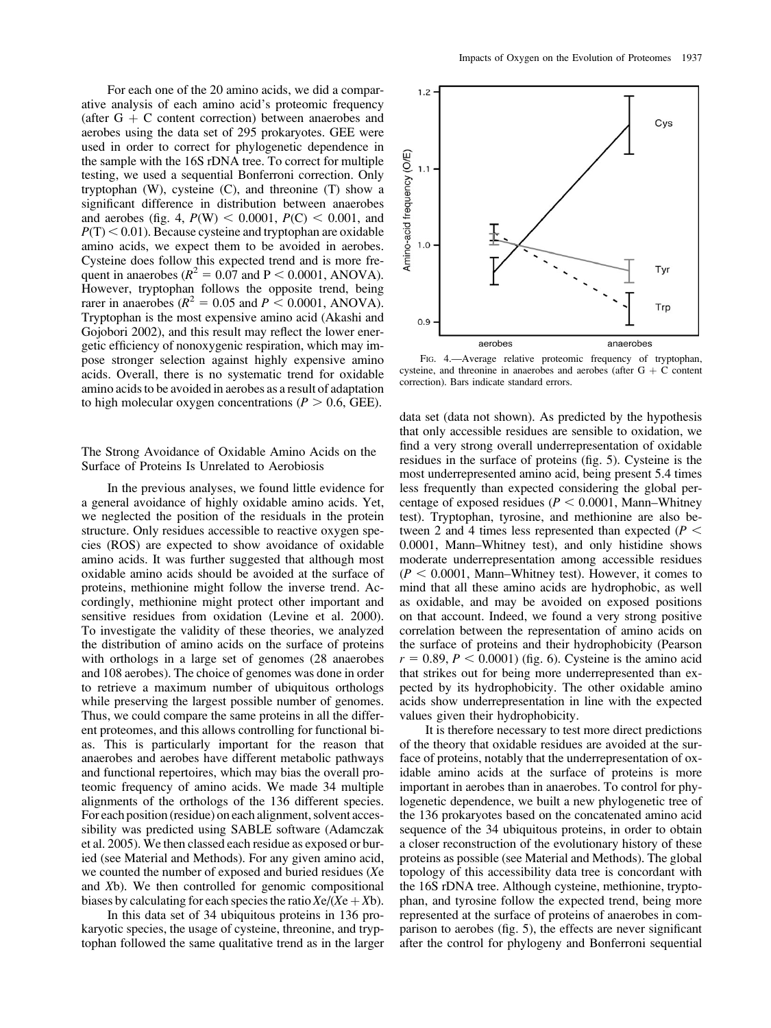For each one of the 20 amino acids, we did a comparative analysis of each amino acid's proteomic frequency (after G + C content correction) between anaerobes and aerobes using the data set of 295 prokaryotes. GEE were used in order to correct for phylogenetic dependence in the sample with the 16S rDNA tree. To correct for multiple testing, we used a sequential Bonferroni correction. Only tryptophan (W), cysteine (C), and threonine (T) show a significant difference in distribution between anaerobes and aerobes (fig. 4, $P(\mathrm{W}) < 0.0001$, $P(\mathrm{C}) < 0.001$, and $P(\mathrm{T}) < 0.01$). Because cysteine and tryptophan are oxidable amino acids, we expect them to be avoided in aerobes. Cysteine does follow this expected trend and is more frequent in anaerobes ($R^2 = 0.07$ and $P < 0.0001$, ANOVA). However, tryptophan follows the opposite trend, being rarer in anaerobes ($R^2 = 0.05$ and $P < 0.0001$, ANOVA). Tryptophan is the most expensive amino acid (Akashi and Gojobori 2002), and this result may reflect the lower energetic efficiency of nonoxygenic respiration, which may impose stronger selection against highly expensive amino acids. Overall, there is no systematic trend for oxidable amino acids to be avoided in aerobes as a result of adaptation to high molecular oxygen concentrations ($P > 0.6$, GEE).

FIG. 4.—Average relative proteomic frequency of tryptophan, cysteine, and threonine in anaerobes and aerobes (after G + C content correction). Bars indicate standard errors.

## The Strong Avoidance of Oxidable Amino Acids on the Surface of Proteins Is Unrelated to Aerobiosis

In the previous analyses, we found little evidence for a general avoidance of highly oxidable amino acids. Yet, we neglected the position of the residuals in the protein structure. Only residues accessible to reactive oxygen species (ROS) are expected to show avoidance of oxidable amino acids. It was further suggested that although most oxidable amino acids should be avoided at the surface of proteins, methionine might follow the inverse trend. Accordingly, methionine might protect other important and sensitive residues from oxidation (Levine et al. 2000). To investigate the validity of these theories, we analyzed the distribution of amino acids on the surface of proteins with orthologs in a large set of genomes (28 anaerobes and 108 aerobes). The choice of genomes was done in order to retrieve a maximum number of ubiquitous orthologs while preserving the largest possible number of genomes. Thus, we could compare the same proteins in all the different proteomes, and this allows controlling for functional bias. This is particularly important for the reason that anaerobes and aerobes have different metabolic pathways and functional repertoires, which may bias the overall proteomic frequency of amino acids. We made 34 multiple alignments of the orthologs of the 136 different species. For each position (residue) on each alignment, solvent accessibility was predicted using SABLE software (Adamczak et al. 2005). We then classed each residue as exposed or buried (see Material and Methods). For any given amino acid, we counted the number of exposed and buried residues ($X$e and $X$b). We then controlled for genomic compositional biases by calculating for each species the ratio $X$e/($X$e + $X$b).

In this data set of 34 ubiquitous proteins in 136 prokaryotic species, the usage of cysteine, threonine, and tryptophan followed the same qualitative trend as in the larger data set (data not shown). As predicted by the hypothesis that only accessible residues are sensible to oxidation, we find a very strong overall underrepresentation of oxidable residues in the surface of proteins (fig. 5). Cysteine is the most underrepresented amino acid, being present 5.4 times less frequently than expected considering the global percentage of exposed residues ($P < 0.0001$, Mann–Whitney test). Tryptophan, tyrosine, and methionine are also between 2 and 4 times less represented than expected ($P < 0.0001$, Mann–Whitney test), and only histidine shows moderate underrepresentation among accessible residues ($P < 0.0001$, Mann–Whitney test). However, it comes to mind that all these amino acids are hydrophobic, as well as oxidable, and may be avoided on exposed positions on that account. Indeed, we found a very strong positive correlation between the representation of amino acids on the surface of proteins and their hydrophobicity (Pearson $r = 0.89$, $P < 0.0001$) (fig. 6). Cysteine is the amino acid that strikes out for being more underrepresented than expected by its hydrophobicity. The other oxidable amino acids show underrepresentation in line with the expected values given their hydrophobicity.

It is therefore necessary to test more direct predictions of the theory that oxidable residues are avoided at the surface of proteins, notably that the underrepresentation of oxidable amino acids at the surface of proteins is more important in aerobes than in anaerobes. To control for phylogenetic dependence, we built a new phylogenetic tree of the 136 prokaryotes based on the concatenated amino acid sequence of the 34 ubiquitous proteins, in order to obtain a closer reconstruction of the evolutionary history of these proteins as possible (see Material and Methods). The global topology of this accessibility data tree is concordant with the 16S rDNA tree. Although cysteine, methionine, tryptophan, and tyrosine follow the expected trend, being more represented at the surface of proteins of anaerobes in comparison to aerobes (fig. 5), the effects are never significant after the control for phylogeny and Bonferroni sequential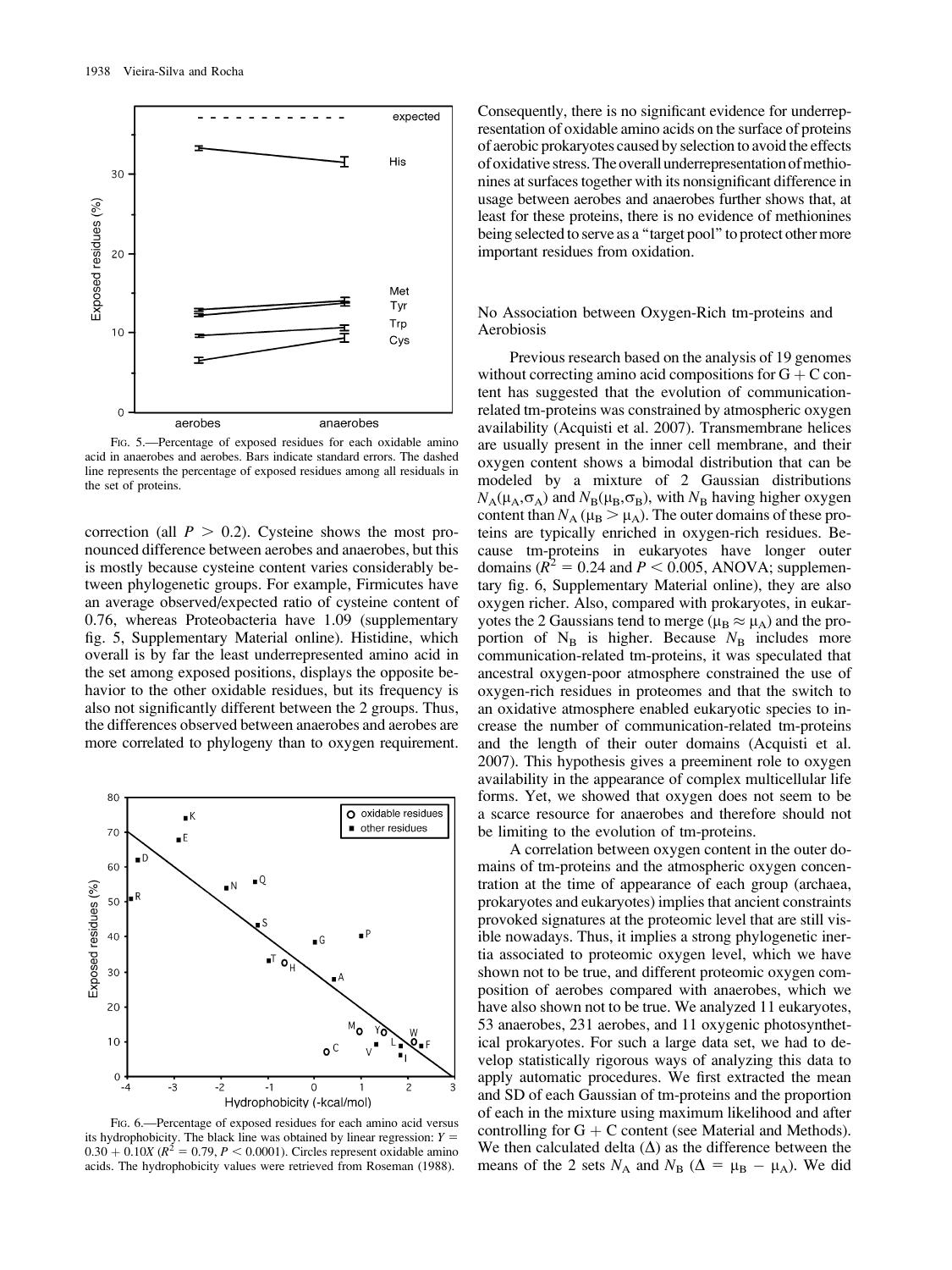FIG. 5.—Percentage of exposed residues for each oxidable amino acid in anaerobes and aerobes. Bars indicate standard errors. The dashed line represents the percentage of exposed residues among all residuals in the set of proteins.

correction (all $P > 0.2$). Cysteine shows the most pronounced difference between aerobes and anaerobes, but this is mostly because cysteine content varies considerably between phylogenetic groups. For example, Firmicutes have an average observed/expected ratio of cysteine content of 0.76, whereas Proteobacteria have 1.09 (supplementary fig. 5, Supplementary Material online). Histidine, which overall is by far the least underrepresented amino acid in the set among exposed positions, displays the opposite behavior to the other oxidable residues, but its frequency is also not significantly different between the 2 groups. Thus, the differences observed between anaerobes and aerobes are more correlated to phylogeny than to oxygen requirement.

FIG. 6.—Percentage of exposed residues for each amino acid versus its hydrophobicity. The black line was obtained by linear regression: $Y = 0.30 + 0.10X$ ($R^2 = 0.79$, $P < 0.0001$). Circles represent oxidable amino acids. The hydrophobicity values were retrieved from Roseman (1988).

Consequently, there is no significant evidence for underrepresentation of oxidable amino acids on the surface of proteins of aerobic prokaryotes caused by selection to avoid the effects of oxidative stress. The overall underrepresentation of methionines at surfaces together with its nonsignificant difference in usage between aerobes and anaerobes further shows that, at least for these proteins, there is no evidence of methionines being selected to serve as a "target pool" to protect other more important residues from oxidation.

## No Association between Oxygen-Rich tm-proteins and Aerobiosis

Previous research based on the analysis of 19 genomes without correcting amino acid compositions for G + C content has suggested that the evolution of communication-related tm-proteins was constrained by atmospheric oxygen availability (Acquisti et al. 2007). Transmembrane helices are usually present in the inner cell membrane, and their oxygen content shows a bimodal distribution that can be modeled by a mixture of 2 Gaussian distributions $N_A(\mu_A,\sigma_A)$ and $N_B(\mu_B,\sigma_B)$, with $N_B$ having higher oxygen content than $N_A$ ($\mu_B > \mu_A$). The outer domains of these proteins are typically enriched in oxygen-rich residues. Because tm-proteins in eukaryotes have longer outer domains ($R^2 = 0.24$ and $P < 0.005$, ANOVA; supplementary fig. 6, Supplementary Material online), they are also oxygen richer. Also, compared with prokaryotes, in eukaryotes the 2 Gaussians tend to merge ($\mu_B \approx \mu_A$) and the proportion of $N_B$ is higher. Because $N_B$ includes more communication-related tm-proteins, it was speculated that ancestral oxygen-poor atmosphere constrained the use of oxygen-rich residues in proteomes and that the switch to an oxidative atmosphere enabled eukaryotic species to increase the number of communication-related tm-proteins and the length of their outer domains (Acquisti et al. 2007). This hypothesis gives a preeminent role to oxygen availability in the appearance of complex multicellular life forms. Yet, we showed that oxygen does not seem to be a scarce resource for anaerobes and therefore should not be limiting to the evolution of tm-proteins.

A correlation between oxygen content in the outer domains of tm-proteins and the atmospheric oxygen concentration at the time of appearance of each group (archaea, prokaryotes and eukaryotes) implies that ancient constraints provoked signatures at the proteomic level that are still visible nowadays. Thus, it implies a strong phylogenetic inertia associated to proteomic oxygen level, which we have shown not to be true, and different proteomic oxygen composition of aerobes compared with anaerobes, which we have also shown not to be true. We analyzed 11 eukaryotes, 53 anaerobes, 231 aerobes, and 11 oxygenic photosynthetical prokaryotes. For such a large data set, we had to develop statistically rigorous ways of analyzing this data to apply automatic procedures. We first extracted the mean and SD of each Gaussian of tm-proteins and the proportion of each in the mixture using maximum likelihood and after controlling for G + C content (see Material and Methods). We then calculated delta ($\Delta$) as the difference between the means of the 2 sets $N_A$ and $N_B$ ($\Delta = \mu_B - \mu_A$). We did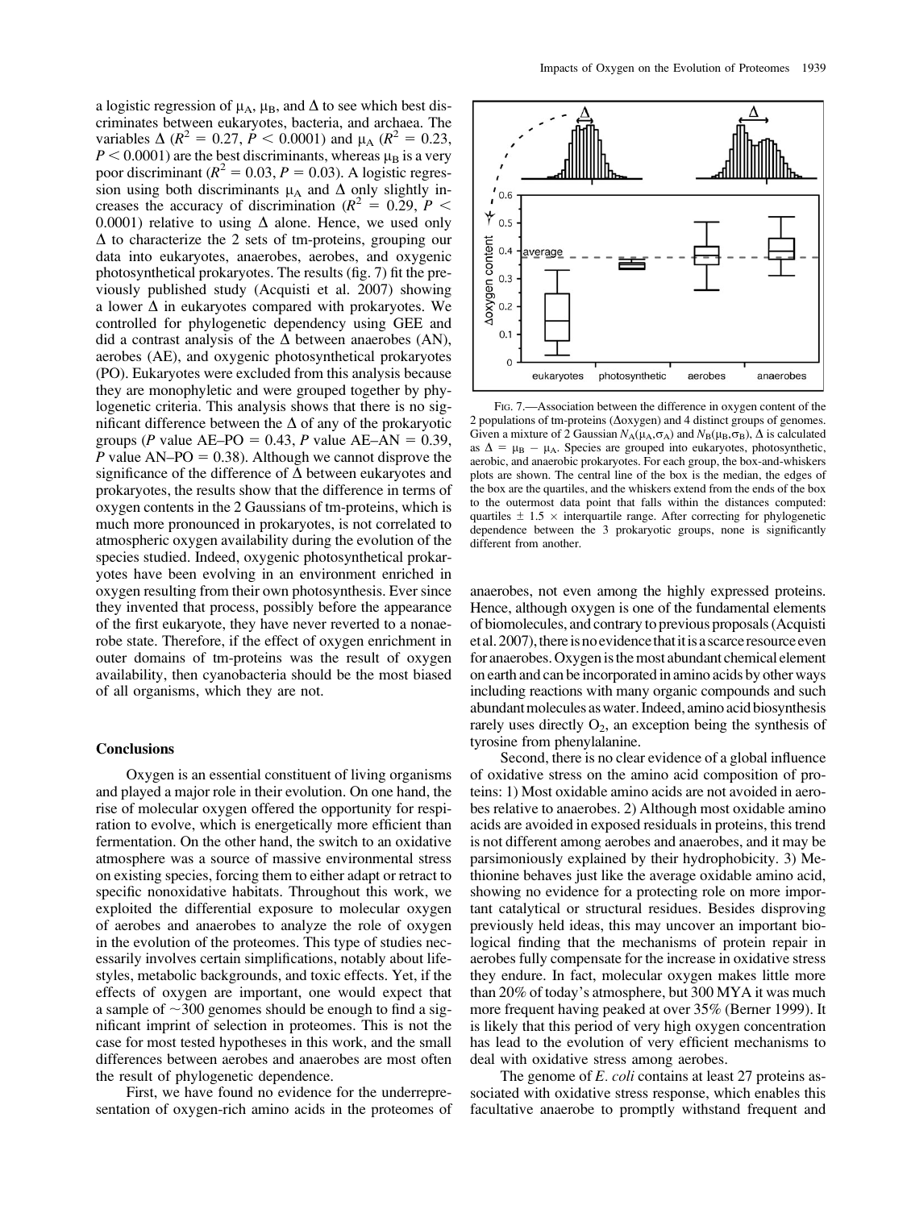a logistic regression of $\mu_A$, $\mu_B$, and $\Delta$ to see which best discriminates between eukaryotes, bacteria, and archaea. The variables $\Delta$ ($R^2 = 0.27$, $P < 0.0001$) and $\mu_A$ ($R^2 = 0.23$, $P < 0.0001$) are the best discriminants, whereas $\mu_B$ is a very poor discriminant ($R^2 = 0.03$, $P = 0.03$). A logistic regression using both discriminants $\mu_A$ and $\Delta$ only slightly increases the accuracy of discrimination ($R^2 = 0.29$, $P < 0.0001$) relative to using $\Delta$ alone. Hence, we used only $\Delta$ to characterize the 2 sets of tm-proteins, grouping our data into eukaryotes, anaerobes, aerobes, and oxygenic photosynthetical prokaryotes. The results (fig. 7) fit the previously published study (Acquisti et al. 2007) showing a lower $\Delta$ in eukaryotes compared with prokaryotes. We controlled for phylogenetic dependency using GEE and did a contrast analysis of the $\Delta$ between anaerobes (AN), aerobes (AE), and oxygenic photosynthetical prokaryotes (PO). Eukaryotes were excluded from this analysis because they are monophyletic and were grouped together by phylogenetic criteria. This analysis shows that there is no significant difference between the $\Delta$ of any of the prokaryotic groups ($P$ value AE–PO = 0.43, $P$ value AE–AN = 0.39, $P$ value AN–PO = 0.38). Although we cannot disprove the significance of the difference of $\Delta$ between eukaryotes and prokaryotes, the results show that the difference in terms of oxygen contents in the 2 Gaussians of tm-proteins, which is much more pronounced in prokaryotes, is not correlated to atmospheric oxygen availability during the evolution of the species studied. Indeed, oxygenic photosynthetical prokaryotes have been evolving in an environment enriched in oxygen resulting from their own photosynthesis. Ever since they invented that process, possibly before the appearance of the first eukaryote, they have never reverted to a nonaerobe state. Therefore, if the effect of oxygen enrichment in outer domains of tm-proteins was the result of oxygen availability, then cyanobacteria should be the most biased of all organisms, which they are not.

Fig. 7.—Association between the difference in oxygen content of the 2 populations of tm-proteins ($\Delta$oxygen) and 4 distinct groups of genomes. Given a mixture of 2 Gaussian $N_A(\mu_A,\sigma_A)$ and $N_B(\mu_B,\sigma_B)$, $\Delta$ is calculated as $\Delta = \mu_B - \mu_A$. Species are grouped into eukaryotes, photosynthetic, aerobic, and anaerobic prokaryotes. For each group, the box-and-whiskers plots are shown. The central line of the box is the median, the edges of the box are the quartiles, and the whiskers extend from the ends of the box to the outermost data point that falls within the distances computed: quartiles $\pm$ 1.5 $\times$ interquartile range. After correcting for phylogenetic dependence between the 3 prokaryotic groups, none is significantly different from another.

## Conclusions

Oxygen is an essential constituent of living organisms and played a major role in their evolution. On one hand, the rise of molecular oxygen offered the opportunity for respiration to evolve, which is energetically more efficient than fermentation. On the other hand, the switch to an oxidative atmosphere was a source of massive environmental stress on existing species, forcing them to either adapt or retract to specific nonoxidative habitats. Throughout this work, we exploited the differential exposure to molecular oxygen of aerobes and anaerobes to analyze the role of oxygen in the evolution of the proteomes. This type of studies necessarily involves certain simplifications, notably about lifestyles, metabolic backgrounds, and toxic effects. Yet, if the effects of oxygen are important, one would expect that a sample of ~300 genomes should be enough to find a significant imprint of selection in proteomes. This is not the case for most tested hypotheses in this work, and the small differences between aerobes and anaerobes are most often the result of phylogenetic dependence.

First, we have found no evidence for the underrepresentation of oxygen-rich amino acids in the proteomes of anaerobes, not even among the highly expressed proteins. Hence, although oxygen is one of the fundamental elements of biomolecules, and contrary to previous proposals (Acquisti et al. 2007), there is no evidence that it is a scarce resource even for anaerobes. Oxygen is the most abundant chemical element on earth and can be incorporated in amino acids by other ways including reactions with many organic compounds and such abundant molecules as water. Indeed, amino acid biosynthesis rarely uses directly $O_2$, an exception being the synthesis of tyrosine from phenylalanine.

Second, there is no clear evidence of a global influence of oxidative stress on the amino acid composition of proteins: 1) Most oxidable amino acids are not avoided in aerobes relative to anaerobes. 2) Although most oxidable amino acids are avoided in exposed residuals in proteins, this trend is not different among aerobes and anaerobes, and it may be parsimoniously explained by their hydrophobicity. 3) Methionine behaves just like the average oxidable amino acid, showing no evidence for a protecting role on more important catalytical or structural residues. Besides disproving previously held ideas, this may uncover an important biological finding that the mechanisms of protein repair in aerobes fully compensate for the increase in oxidative stress they endure. In fact, molecular oxygen makes little more than 20% of today's atmosphere, but 300 MYA it was much more frequent having peaked at over 35% (Berner 1999). It is likely that this period of very high oxygen concentration has lead to the evolution of very efficient mechanisms to deal with oxidative stress among aerobes.

The genome of *E. coli* contains at least 27 proteins associated with oxidative stress response, which enables this facultative anaerobe to promptly withstand frequent and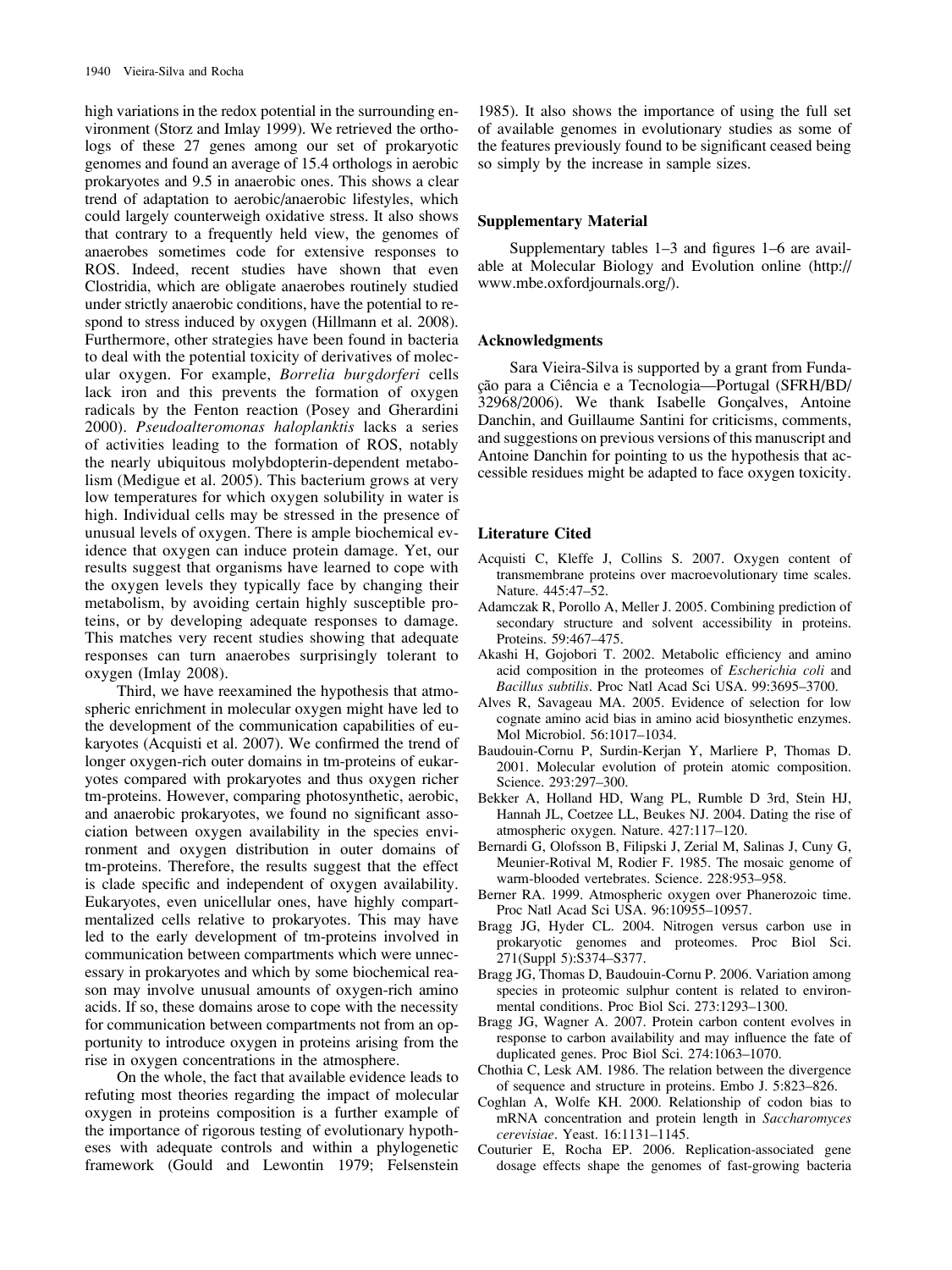high variations in the redox potential in the surrounding environment (Storz and Imlay 1999). We retrieved the orthologs of these 27 genes among our set of prokaryotic genomes and found an average of 15.4 orthologs in aerobic prokaryotes and 9.5 in anaerobic ones. This shows a clear trend of adaptation to aerobic/anaerobic lifestyles, which could largely counterweigh oxidative stress. It also shows that contrary to a frequently held view, the genomes of anaerobes sometimes code for extensive responses to ROS. Indeed, recent studies have shown that even Clostridia, which are obligate anaerobes routinely studied under strictly anaerobic conditions, have the potential to respond to stress induced by oxygen (Hillmann et al. 2008). Furthermore, other strategies have been found in bacteria to deal with the potential toxicity of derivatives of molecular oxygen. For example, *Borrelia burgdorferi* cells lack iron and this prevents the formation of oxygen radicals by the Fenton reaction (Posey and Gherardini 2000). *Pseudoalteromonas haloplanktis* lacks a series of activities leading to the formation of ROS, notably the nearly ubiquitous molybdopterin-dependent metabolism (Medigue et al. 2005). This bacterium grows at very low temperatures for which oxygen solubility in water is high. Individual cells may be stressed in the presence of unusual levels of oxygen. There is ample biochemical evidence that oxygen can induce protein damage. Yet, our results suggest that organisms have learned to cope with the oxygen levels they typically face by changing their metabolism, by avoiding certain highly susceptible proteins, or by developing adequate responses to damage. This matches very recent studies showing that adequate responses can turn anaerobes surprisingly tolerant to oxygen (Imlay 2008).

Third, we have reexamined the hypothesis that atmospheric enrichment in molecular oxygen might have led to the development of the communication capabilities of eukaryotes (Acquisti et al. 2007). We confirmed the trend of longer oxygen-rich outer domains in tm-proteins of eukaryotes compared with prokaryotes and thus oxygen richer tm-proteins. However, comparing photosynthetic, aerobic, and anaerobic prokaryotes, we found no significant association between oxygen availability in the species environment and oxygen distribution in outer domains of tm-proteins. Therefore, the results suggest that the effect is clade specific and independent of oxygen availability. Eukaryotes, even unicellular ones, have highly compartmentalized cells relative to prokaryotes. This may have led to the early development of tm-proteins involved in communication between compartments which were unnecessary in prokaryotes and which by some biochemical reason may involve unusual amounts of oxygen-rich amino acids. If so, these domains arose to cope with the necessity for communication between compartments not from an opportunity to introduce oxygen in proteins arising from the rise in oxygen concentrations in the atmosphere.

On the whole, the fact that available evidence leads to refuting most theories regarding the impact of molecular oxygen in proteins composition is a further example of the importance of rigorous testing of evolutionary hypotheses with adequate controls and within a phylogenetic framework (Gould and Lewontin 1979; Felsenstein 1985). It also shows the importance of using the full set of available genomes in evolutionary studies as some of the features previously found to be significant ceased being so simply by the increase in sample sizes.

## Supplementary Material

Supplementary tables 1–3 and figures 1–6 are available at Molecular Biology and Evolution online (http://www.mbe.oxfordjournals.org/).

## Acknowledgments

Sara Vieira-Silva is supported by a grant from Fundação para a Ciência e a Tecnologia—Portugal (SFRH/BD/32968/2006). We thank Isabelle Gonçalves, Antoine Danchin, and Guillaume Santini for criticisms, comments, and suggestions on previous versions of this manuscript and Antoine Danchin for pointing to us the hypothesis that accessible residues might be adapted to face oxygen toxicity.

## Literature Cited

Acquisti C, Kleffe J, Collins S. 2007. Oxygen content of transmembrane proteins over macroevolutionary time scales. Nature. 445:47–52.

Adamczak R, Porollo A, Meller J. 2005. Combining prediction of secondary structure and solvent accessibility in proteins. Proteins. 59:467–475.

Akashi H, Gojobori T. 2002. Metabolic efficiency and amino acid composition in the proteomes of *Escherichia coli* and *Bacillus subtilis*. Proc Natl Acad Sci USA. 99:3695–3700.

Alves R, Savageau MA. 2005. Evidence of selection for low cognate amino acid bias in amino acid biosynthetic enzymes. Mol Microbiol. 56:1017–1034.

Baudouin-Cornu P, Surdin-Kerjan Y, Marliere P, Thomas D. 2001. Molecular evolution of protein atomic composition. Science. 293:297–300.

Bekker A, Holland HD, Wang PL, Rumble D 3rd, Stein HJ, Hannah JL, Coetzee LL, Beukes NJ. 2004. Dating the rise of atmospheric oxygen. Nature. 427:117–120.

Bernardi G, Olofsson B, Filipski J, Zerial M, Salinas J, Cuny G, Meunier-Rotival M, Rodier F. 1985. The mosaic genome of warm-blooded vertebrates. Science. 228:953–958.

Berner RA. 1999. Atmospheric oxygen over Phanerozoic time. Proc Natl Acad Sci USA. 96:10955–10957.

Bragg JG, Hyder CL. 2004. Nitrogen versus carbon use in prokaryotic genomes and proteomes. Proc Biol Sci. 271(Suppl 5):S374–S377.

Bragg JG, Thomas D, Baudouin-Cornu P. 2006. Variation among species in proteomic sulphur content is related to environmental conditions. Proc Biol Sci. 273:1293–1300.

Bragg JG, Wagner A. 2007. Protein carbon content evolves in response to carbon availability and may influence the fate of duplicated genes. Proc Biol Sci. 274:1063–1070.

Chothia C, Lesk AM. 1986. The relation between the divergence of sequence and structure in proteins. Embo J. 5:823–826.

Coghlan A, Wolfe KH. 2000. Relationship of codon bias to mRNA concentration and protein length in *Saccharomyces cerevisiae*. Yeast. 16:1131–1145.

Couturier E, Rocha EP. 2006. Replication-associated gene dosage effects shape the genomes of fast-growing bacteria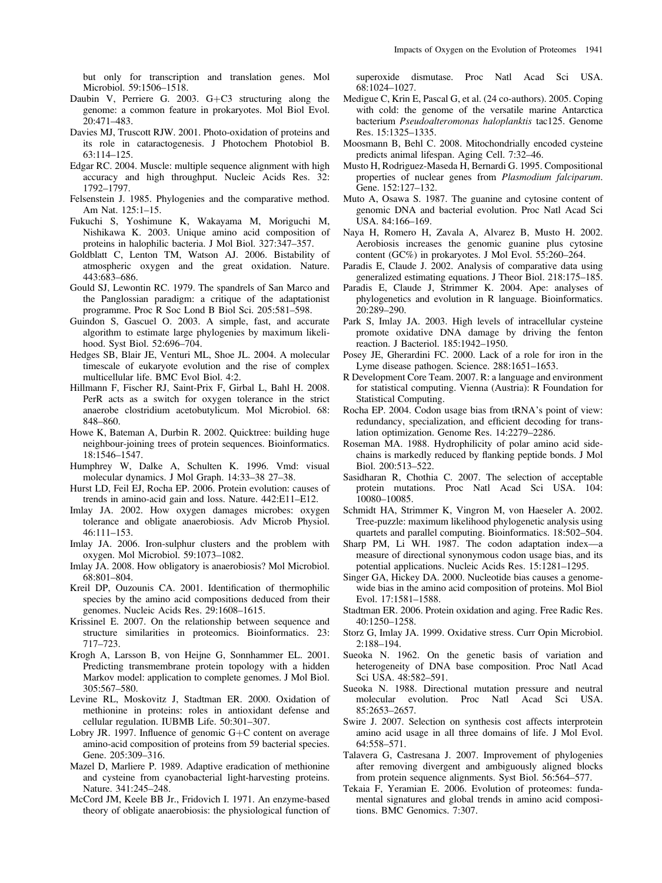but only for transcription and translation genes. Mol Microbiol. 59:1506–1518.

Daubin V, Perriere G. 2003. G+C3 structuring along the genome: a common feature in prokaryotes. Mol Biol Evol. 20:471–483.

Davies MJ, Truscott RJW. 2001. Photo-oxidation of proteins and its role in cataractogenesis. J Photochem Photobiol B. 63:114–125.

Edgar RC. 2004. Muscle: multiple sequence alignment with high accuracy and high throughput. Nucleic Acids Res. 32: 1792–1797.

Felsenstein J. 1985. Phylogenies and the comparative method. Am Nat. 125:1–15.

Fukuchi S, Yoshimune K, Wakayama M, Moriguchi M, Nishikawa K. 2003. Unique amino acid composition of proteins in halophilic bacteria. J Mol Biol. 327:347–357.

Goldblatt C, Lenton TM, Watson AJ. 2006. Bistability of atmospheric oxygen and the great oxidation. Nature. 443:683–686.

Gould SJ, Lewontin RC. 1979. The spandrels of San Marco and the Panglossian paradigm: a critique of the adaptationist programme. Proc R Soc Lond B Biol Sci. 205:581–598.

Guindon S, Gascuel O. 2003. A simple, fast, and accurate algorithm to estimate large phylogenies by maximum likelihood. Syst Biol. 52:696–704.

Hedges SB, Blair JE, Venturi ML, Shoe JL. 2004. A molecular timescale of eukaryote evolution and the rise of complex multicellular life. BMC Evol Biol. 4:2.

Hillmann F, Fischer RJ, Saint-Prix F, Girbal L, Bahl H. 2008. PerR acts as a switch for oxygen tolerance in the strict anaerobe clostridium acetobutylicum. Mol Microbiol. 68: 848–860.

Howe K, Bateman A, Durbin R. 2002. Quicktree: building huge neighbour-joining trees of protein sequences. Bioinformatics. 18:1546–1547.

Humphrey W, Dalke A, Schulten K. 1996. Vmd: visual molecular dynamics. J Mol Graph. 14:33–38 27–38.

Hurst LD, Feil EJ, Rocha EP. 2006. Protein evolution: causes of trends in amino-acid gain and loss. Nature. 442:E11–E12.

Imlay JA. 2002. How oxygen damages microbes: oxygen tolerance and obligate anaerobiosis. Adv Microb Physiol. 46:111–153.

Imlay JA. 2006. Iron-sulphur clusters and the problem with oxygen. Mol Microbiol. 59:1073–1082.

Imlay JA. 2008. How obligatory is anaerobiosis? Mol Microbiol. 68:801–804.

Kreil DP, Ouzounis CA. 2001. Identification of thermophilic species by the amino acid compositions deduced from their genomes. Nucleic Acids Res. 29:1608–1615.

Krissinel E. 2007. On the relationship between sequence and structure similarities in proteomics. Bioinformatics. 23: 717–723.

Krogh A, Larsson B, von Heijne G, Sonnhammer EL. 2001. Predicting transmembrane protein topology with a hidden Markov model: application to complete genomes. J Mol Biol. 305:567–580.

Levine RL, Moskovitz J, Stadtman ER. 2000. Oxidation of methionine in proteins: roles in antioxidant defense and cellular regulation. IUBMB Life. 50:301–307.

Lobry JR. 1997. Influence of genomic G+C content on average amino-acid composition of proteins from 59 bacterial species. Gene. 205:309–316.

Mazel D, Marliere P. 1989. Adaptive eradication of methionine and cysteine from cyanobacterial light-harvesting proteins. Nature. 341:245–248.

McCord JM, Keele BB Jr., Fridovich I. 1971. An enzyme-based theory of obligate anaerobiosis: the physiological function of superoxide dismutase. Proc Natl Acad Sci USA. 68:1024–1027.

Medigue C, Krin E, Pascal G, et al. (24 co-authors). 2005. Coping with cold: the genome of the versatile marine Antarctica bacterium *Pseudoalteromonas haloplanktis* tac125. Genome Res. 15:1325–1335.

Moosmann B, Behl C. 2008. Mitochondrially encoded cysteine predicts animal lifespan. Aging Cell. 7:32–46.

Musto H, Rodriguez-Maseda H, Bernardi G. 1995. Compositional properties of nuclear genes from *Plasmodium falciparum*. Gene. 152:127–132.

Muto A, Osawa S. 1987. The guanine and cytosine content of genomic DNA and bacterial evolution. Proc Natl Acad Sci USA. 84:166–169.

Naya H, Romero H, Zavala A, Alvarez B, Musto H. 2002. Aerobiosis increases the genomic guanine plus cytosine content (GC%) in prokaryotes. J Mol Evol. 55:260–264.

Paradis E, Claude J. 2002. Analysis of comparative data using generalized estimating equations. J Theor Biol. 218:175–185.

Paradis E, Claude J, Strimmer K. 2004. Ape: analyses of phylogenetics and evolution in R language. Bioinformatics. 20:289–290.

Park S, Imlay JA. 2003. High levels of intracellular cysteine promote oxidative DNA damage by driving the fenton reaction. J Bacteriol. 185:1942–1950.

Posey JE, Gherardini FC. 2000. Lack of a role for iron in the Lyme disease pathogen. Science. 288:1651–1653.

R Development Core Team. 2007. R: a language and environment for statistical computing. Vienna (Austria): R Foundation for Statistical Computing.

Rocha EP. 2004. Codon usage bias from tRNA's point of view: redundancy, specialization, and efficient decoding for translation optimization. Genome Res. 14:2279–2286.

Roseman MA. 1988. Hydrophilicity of polar amino acid side-chains is markedly reduced by flanking peptide bonds. J Mol Biol. 200:513–522.

Sasidharan R, Chothia C. 2007. The selection of acceptable protein mutations. Proc Natl Acad Sci USA. 104: 10080–10085.

Schmidt HA, Strimmer K, Vingron M, von Haeseler A. 2002. Tree-puzzle: maximum likelihood phylogenetic analysis using quartets and parallel computing. Bioinformatics. 18:502–504.

Sharp PM, Li WH. 1987. The codon adaptation index—a measure of directional synonymous codon usage bias, and its potential applications. Nucleic Acids Res. 15:1281–1295.

Singer GA, Hickey DA. 2000. Nucleotide bias causes a genome-wide bias in the amino acid composition of proteins. Mol Biol Evol. 17:1581–1588.

Stadtman ER. 2006. Protein oxidation and aging. Free Radic Res. 40:1250–1258.

Storz G, Imlay JA. 1999. Oxidative stress. Curr Opin Microbiol. 2:188–194.

Sueoka N. 1962. On the genetic basis of variation and heterogeneity of DNA base composition. Proc Natl Acad Sci USA. 48:582–591.

Sueoka N. 1988. Directional mutation pressure and neutral molecular evolution. Proc Natl Acad Sci USA. 85:2653–2657.

Swire J. 2007. Selection on synthesis cost affects interprotein amino acid usage in all three domains of life. J Mol Evol. 64:558–571.

Talavera G, Castresana J. 2007. Improvement of phylogenies after removing divergent and ambiguously aligned blocks from protein sequence alignments. Syst Biol. 56:564–577.

Tekaia F, Yeramian E. 2006. Evolution of proteomes: fundamental signatures and global trends in amino acid compositions. BMC Genomics. 7:307.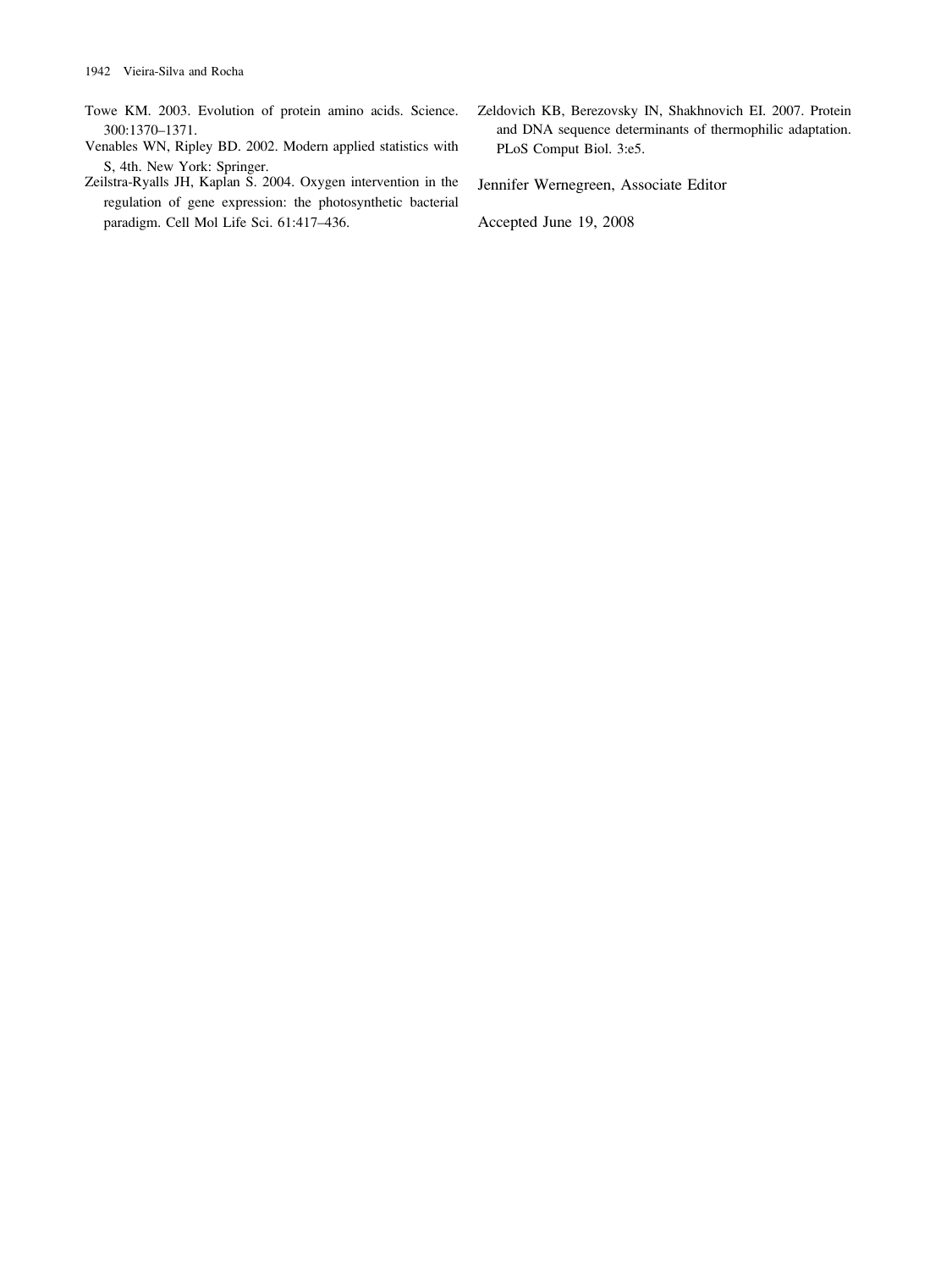Towe KM. 2003. Evolution of protein amino acids. Science. 300:1370–1371.

Venables WN, Ripley BD. 2002. Modern applied statistics with S, 4th. New York: Springer.

Zeilstra-Ryalls JH, Kaplan S. 2004. Oxygen intervention in the regulation of gene expression: the photosynthetic bacterial paradigm. Cell Mol Life Sci. 61:417–436.

Zeldovich KB, Berezovsky IN, Shakhnovich EI. 2007. Protein and DNA sequence determinants of thermophilic adaptation. PLoS Comput Biol. 3:e5.

Jennifer Wernegreen, Associate Editor

Accepted June 19, 2008